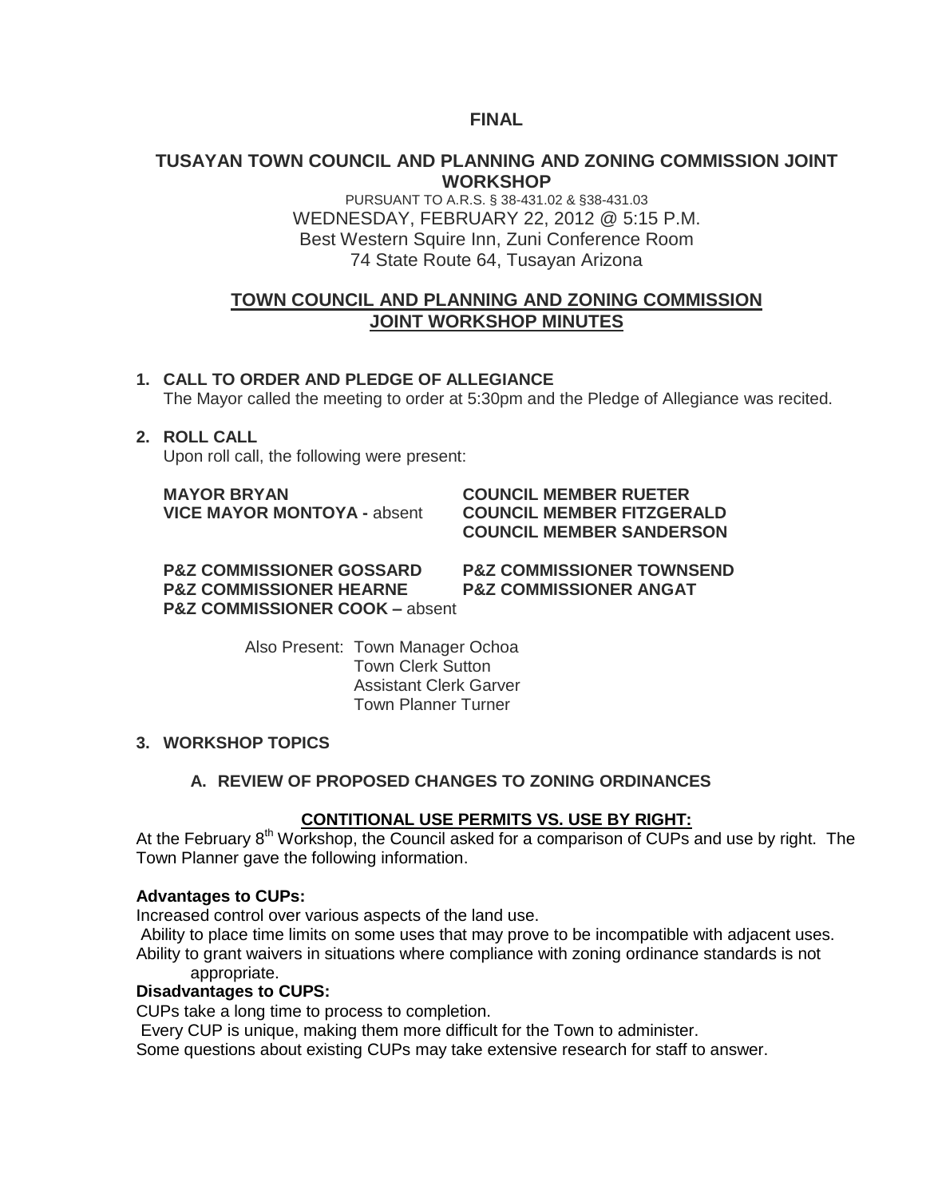**FINAL**

## TUSAYAN TOWN COUNCIL AND PLANNING AND ZONING COMMISSION JOINT WORKSHOP

PURSUANT TO A.R.S. § 38-431.02 & §38-431.03
WEDNESDAY, FEBRUARY 22, 2012 @ 5:15 P.M.
Best Western Squire Inn, Zuni Conference Room
74 State Route 64, Tusayan Arizona

## TOWN COUNCIL AND PLANNING AND ZONING COMMISSION JOINT WORKSHOP MINUTES

**1. CALL TO ORDER AND PLEDGE OF ALLEGIANCE**

The Mayor called the meeting to order at 5:30pm and the Pledge of Allegiance was recited.

**2. ROLL CALL**

Upon roll call, the following were present:

**MAYOR BRYAN**
**VICE MAYOR MONTOYA -** absent
**COUNCIL MEMBER RUETER**
**COUNCIL MEMBER FITZGERALD**
**COUNCIL MEMBER SANDERSON**

**P&Z COMMISSIONER GOSSARD**
**P&Z COMMISSIONER HEARNE**
**P&Z COMMISSIONER COOK –** absent
**P&Z COMMISSIONER TOWNSEND**
**P&Z COMMISSIONER ANGAT**

Also Present: Town Manager Ochoa
Town Clerk Sutton
Assistant Clerk Garver
Town Planner Turner

**3. WORKSHOP TOPICS**

**A. REVIEW OF PROPOSED CHANGES TO ZONING ORDINANCES**

**CONTITIONAL USE PERMITS VS. USE BY RIGHT:**

At the February 8th Workshop, the Council asked for a comparison of CUPs and use by right. The Town Planner gave the following information.

**Advantages to CUPs:**

Increased control over various aspects of the land use.
Ability to place time limits on some uses that may prove to be incompatible with adjacent uses.
Ability to grant waivers in situations where compliance with zoning ordinance standards is not appropriate.

**Disadvantages to CUPS:**

CUPs take a long time to process to completion.
Every CUP is unique, making them more difficult for the Town to administer.
Some questions about existing CUPs may take extensive research for staff to answer.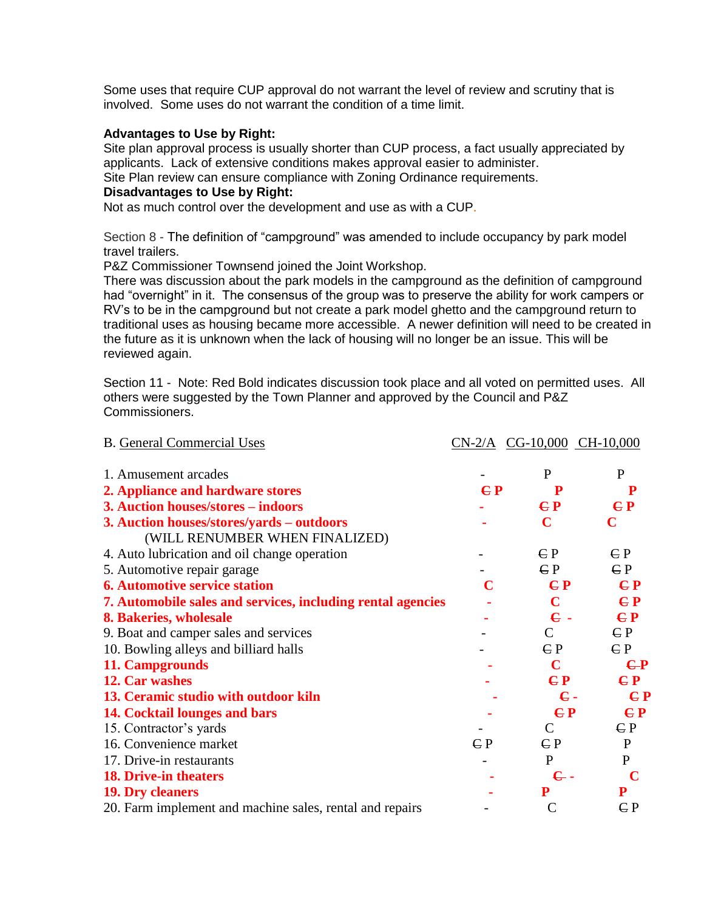Some uses that require CUP approval do not warrant the level of review and scrutiny that is involved. Some uses do not warrant the condition of a time limit.

**Advantages to Use by Right:**
Site plan approval process is usually shorter than CUP process, a fact usually appreciated by applicants. Lack of extensive conditions makes approval easier to administer.
Site Plan review can ensure compliance with Zoning Ordinance requirements.
**Disadvantages to Use by Right:**
Not as much control over the development and use as with a CUP.

Section 8 - The definition of "campground" was amended to include occupancy by park model travel trailers.
P&Z Commissioner Townsend joined the Joint Workshop.
There was discussion about the park models in the campground as the definition of campground had "overnight" in it. The consensus of the group was to preserve the ability for work campers or RV's to be in the campground but not create a park model ghetto and the campground return to traditional uses as housing became more accessible. A newer definition will need to be created in the future as it is unknown when the lack of housing will no longer be an issue. This will be reviewed again.

Section 11 - Note: Red Bold indicates discussion took place and all voted on permitted uses. All others were suggested by the Town Planner and approved by the Council and P&Z Commissioners.

| B. General Commercial Uses | CN-2/A | CG-10,000 | CH-10,000 |
|---|---|---|---|
| 1. Amusement arcades | - | P | P |
| **2. Appliance and hardware stores** | **~~C~~ P** | **P** | **P** |
| **3. Auction houses/stores – indoors** | **-** | **~~C~~ P** | **~~C~~ P** |
| **3. Auction houses/stores/yards – outdoors** | **-** | **C** | **C** |
| (WILL RENUMBER WHEN FINALIZED) | | | |
| 4. Auto lubrication and oil change operation | - | ~~C~~ P | ~~C~~ P |
| 5. Automotive repair garage | - | ~~C~~ P | ~~C~~ P |
| **6. Automotive service station** | **C** | **~~C~~ P** | **~~C~~ P** |
| **7. Automobile sales and services, including rental agencies** | **-** | **C** | **~~C~~ P** |
| **8. Bakeries, wholesale** | **-** | **~~C~~ -** | **~~C~~ P** |
| 9. Boat and camper sales and services | - | C | ~~C~~ P |
| 10. Bowling alleys and billiard halls | - | ~~C~~ P | ~~C~~ P |
| **11. Campgrounds** | **-** | **C** | **~~C P~~** |
| **12. Car washes** | **-** | **~~C~~ P** | **~~C~~ P** |
| **13. Ceramic studio with outdoor kiln** | **-** | **~~C~~ -** | **~~C~~ P** |
| **14. Cocktail lounges and bars** | **-** | **~~C~~ P** | **~~C~~ P** |
| 15. Contractor's yards | - | C | ~~C~~ P |
| 16. Convenience market | ~~C~~ P | ~~C~~ P | P |
| 17. Drive-in restaurants | - | P | P |
| **18. Drive-in theaters** | **-** | **~~C~~ -** | **C** |
| **19. Dry cleaners** | **-** | **P** | **P** |
| 20. Farm implement and machine sales, rental and repairs | - | C | ~~C~~ P |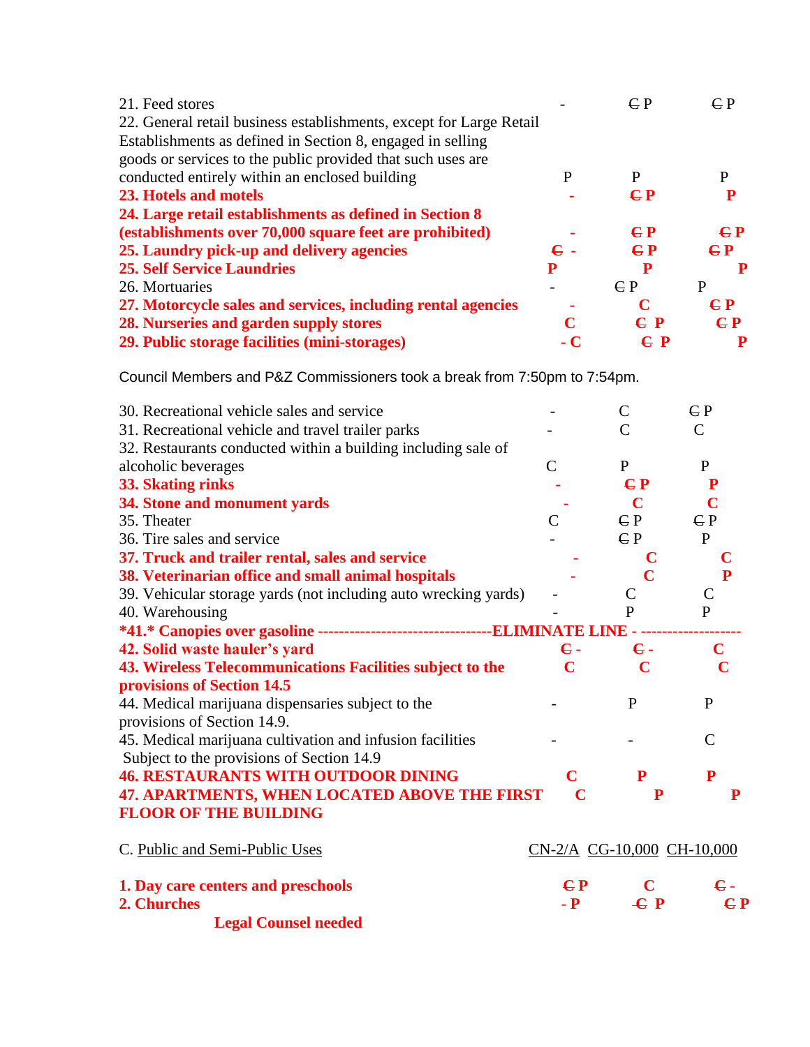| Use | CN-2/A | CG-10,000 | CH-10,000 |
|---|---|---|---|
| 21. Feed stores | - | ~~C~~ P | ~~C~~ P |
| 22. General retail business establishments, except for Large Retail Establishments as defined in Section 8, engaged in selling goods or services to the public provided that such uses are conducted entirely within an enclosed building | P | P | P |
| **23. Hotels and motels** | **-** | **~~C~~ P** | **P** |
| **24. Large retail establishments as defined in Section 8 (establishments over 70,000 square feet are prohibited)** | **-** | **~~C~~ P** | **~~C~~ P** |
| **25. Laundry pick-up and delivery agencies** | **~~C~~ -** | **~~C~~ P** | **~~C~~ P** |
| **25. Self Service Laundries** | **P** | **P** | **P** |
| 26. Mortuaries | - | ~~C~~ P | P |
| **27. Motorcycle sales and services, including rental agencies** | **-** | **C** | **~~C~~ P** |
| **28. Nurseries and garden supply stores** | **C** | **~~C~~ P** | **~~C~~ P** |
| **29. Public storage facilities (mini-storages)** | **- C** | **~~C~~ P** | **P** |

Council Members and P&Z Commissioners took a break from 7:50pm to 7:54pm.

| Use | CN-2/A | CG-10,000 | CH-10,000 |
|---|---|---|---|
| 30. Recreational vehicle sales and service | - | C | ~~C~~ P |
| 31. Recreational vehicle and travel trailer parks | - | C | C |
| 32. Restaurants conducted within a building including sale of alcoholic beverages | C | P | P |
| **33. Skating rinks** | **-** | **~~C~~ P** | **P** |
| **34. Stone and monument yards** | **-** | **C** | **C** |
| 35. Theater | C | ~~C~~ P | ~~C~~ P |
| 36. Tire sales and service | - | ~~C~~ P | P |
| **37. Truck and trailer rental, sales and service** | **-** | **C** | **C** |
| **38. Veterinarian office and small animal hospitals** | **-** | **C** | **P** |
| 39. Vehicular storage yards (not including auto wrecking yards) | - | C | C |
| 40. Warehousing | - | P | P |
| **\*41.\* Canopies over gasoline --------------------------------ELIMINATE LINE - -------------------** | | | |
| **42. Solid waste hauler's yard** | **~~C~~ -** | **~~C~~ -** | **C** |
| **43. Wireless Telecommunications Facilities subject to the provisions of Section 14.5** | **C** | **C** | **C** |
| 44. Medical marijuana dispensaries subject to the provisions of Section 14.9. | - | P | P |
| 45. Medical marijuana cultivation and infusion facilities Subject to the provisions of Section 14.9 | - | - | C |
| **46. RESTAURANTS WITH OUTDOOR DINING** | **C** | **P** | **P** |
| **47. APARTMENTS, WHEN LOCATED ABOVE THE FIRST FLOOR OF THE BUILDING** | **C** | **P** | **P** |

| C. Public and Semi-Public Uses | CN-2/A | CG-10,000 | CH-10,000 |
|---|---|---|---|
| **1. Day care centers and preschools** | **~~C~~ P** | **C** | **~~C~~ -** |
| **2. Churches** | **- P** | **~~-~~ ~~C~~ P** | **~~C~~ P** |

**Legal Counsel needed**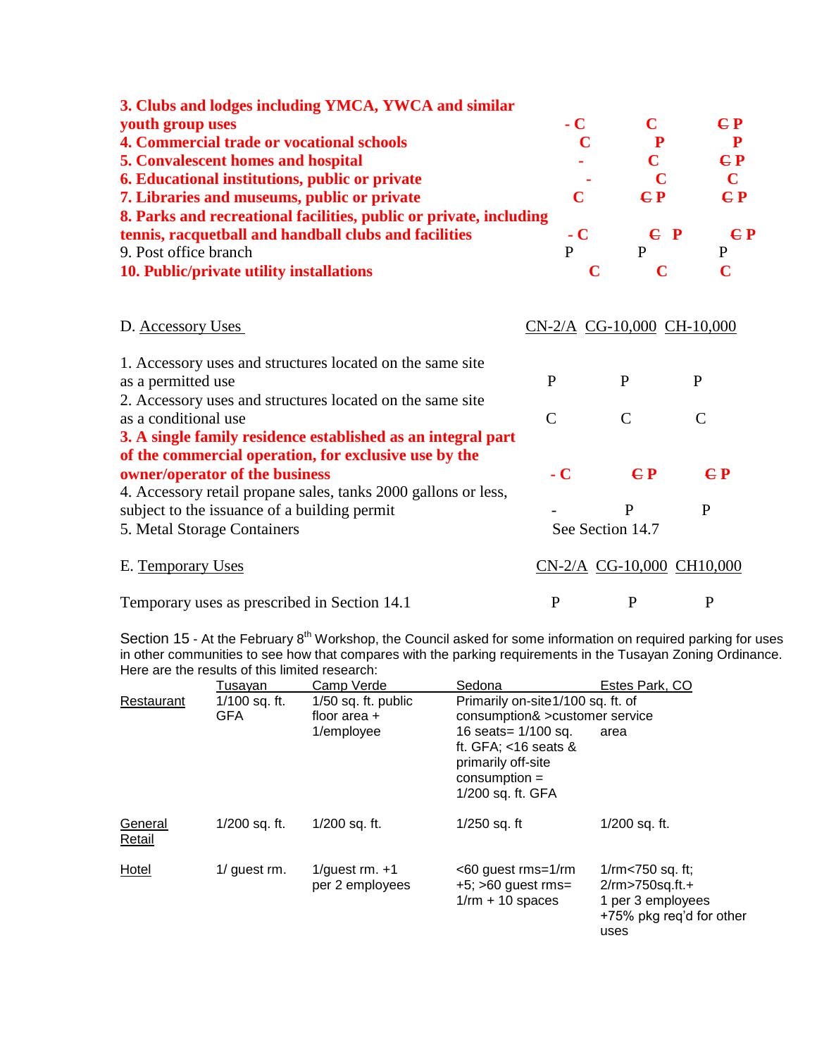| | | | |
|---|---|---|---|
| **3. Clubs and lodges including YMCA, YWCA and similar youth group uses** | **- C** | **C** | **~~C~~ P** |
| **4. Commercial trade or vocational schools** | **C** | **P** | **P** |
| **5. Convalescent homes and hospital** | **-** | **C** | **~~C~~ P** |
| **6. Educational institutions, public or private** | **-** | **C** | **C** |
| **7. Libraries and museums, public or private** | **C** | **~~C~~ P** | **~~C~~ P** |
| **8. Parks and recreational facilities, public or private, including tennis, racquetball and handball clubs and facilities** | **- C** | **~~C~~ P** | **~~C~~ P** |
| 9. Post office branch | P | P | P |
| **10. Public/private utility installations** | **C** | **C** | **C** |

| D. Accessory Uses | CN-2/A | CG-10,000 | CH-10,000 |
|---|---|---|---|
| 1. Accessory uses and structures located on the same site as a permitted use | P | P | P |
| 2. Accessory uses and structures located on the same site as a conditional use | C | C | C |
| **3. A single family residence established as an integral part of the commercial operation, for exclusive use by the owner/operator of the business** | **- C** | **~~C~~ P** | **~~C~~ P** |
| 4. Accessory retail propane sales, tanks 2000 gallons or less, subject to the issuance of a building permit | - | P | P |
| 5. Metal Storage Containers | See Section 14.7 | | |

| E. Temporary Uses | CN-2/A | CG-10,000 | CH10,000 |
|---|---|---|---|
| Temporary uses as prescribed in Section 14.1 | P | P | P |

Section 15 - At the February 8th Workshop, the Council asked for some information on required parking for uses in other communities to see how that compares with the parking requirements in the Tusayan Zoning Ordinance. Here are the results of this limited research:

| | Tusayan | Camp Verde | Sedona | Estes Park, CO |
|---|---|---|---|---|
| Restaurant | 1/100 sq. ft. GFA | 1/50 sq. ft. public floor area + 1/employee | Primarily on-site consumption& >16 seats= 1/100 sq. ft. GFA; <16 seats & primarily off-site consumption = 1/200 sq. ft. GFA | 1/100 sq. ft. of customer service area |
| General Retail | 1/200 sq. ft. | 1/200 sq. ft. | 1/250 sq. ft | 1/200 sq. ft. |
| Hotel | 1/ guest rm. | 1/guest rm. +1 per 2 employees | <60 guest rms=1/rm +5; >60 guest rms= 1/rm + 10 spaces | 1/rm<750 sq. ft; 2/rm>750sq.ft.+ 1 per 3 employees +75% pkg req'd for other uses |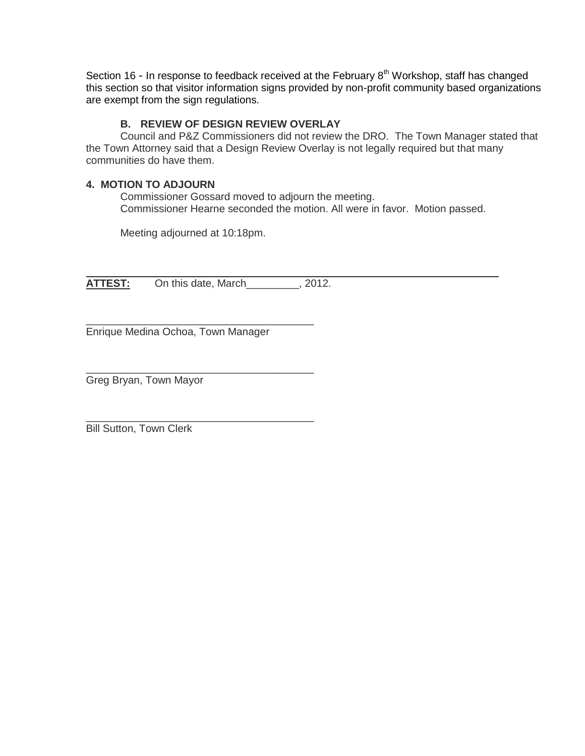Section 16 - In response to feedback received at the February 8th Workshop, staff has changed this section so that visitor information signs provided by non-profit community based organizations are exempt from the sign regulations.

**B. REVIEW OF DESIGN REVIEW OVERLAY**

Council and P&Z Commissioners did not review the DRO. The Town Manager stated that the Town Attorney said that a Design Review Overlay is not legally required but that many communities do have them.

**4. MOTION TO ADJOURN**

Commissioner Gossard moved to adjourn the meeting.
Commissioner Hearne seconded the motion. All were in favor. Motion passed.

Meeting adjourned at 10:18pm.

---

**ATTEST:** On this date, March_________, 2012.

_______________________________________
Enrique Medina Ochoa, Town Manager

_______________________________________
Greg Bryan, Town Mayor

_______________________________________
Bill Sutton, Town Clerk